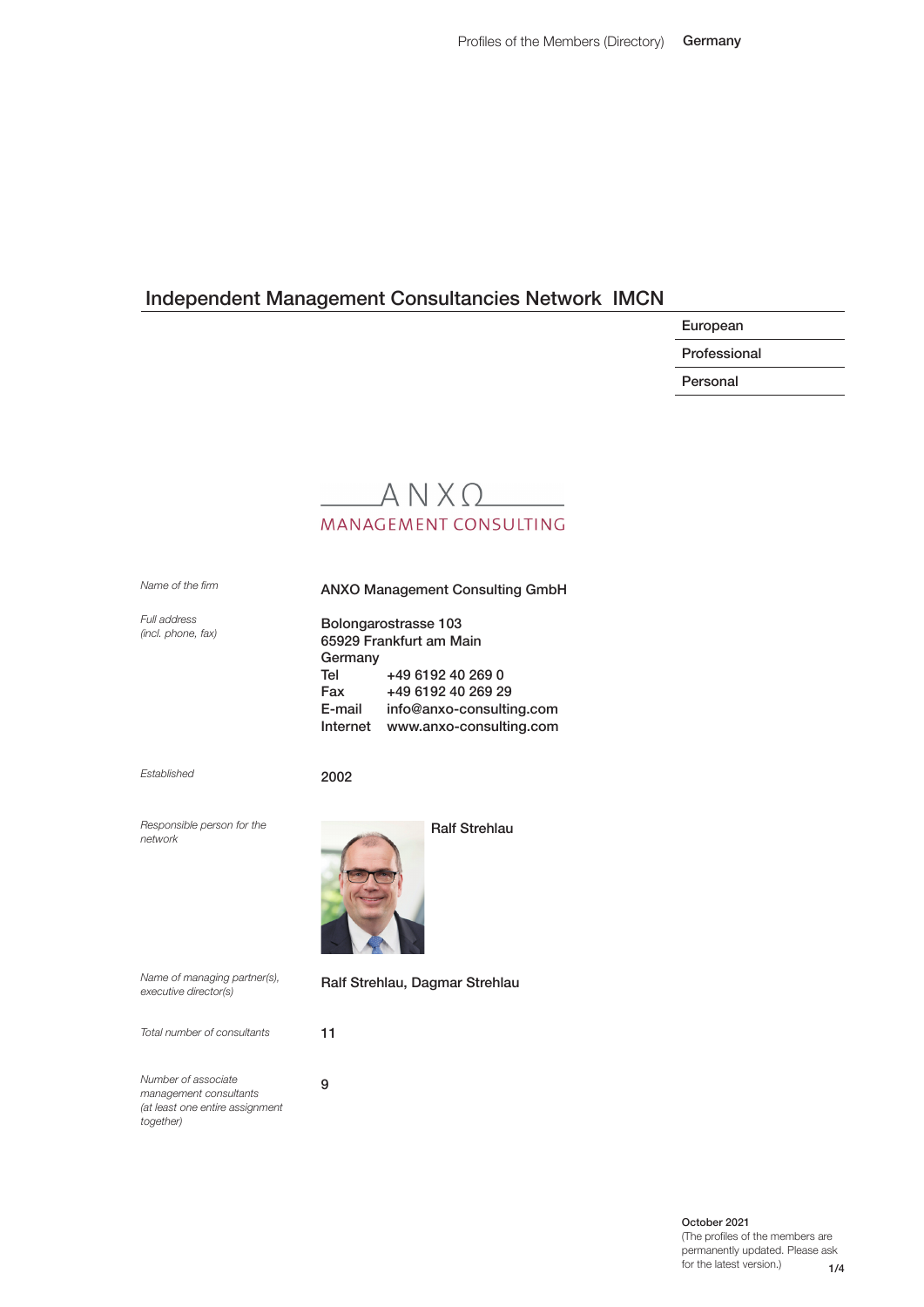# Independent Management Consultancies Network IMCN

European

Professional

Personal

ANXO
MANAGEMENT CONSULTING

| | |
|---|---|
| *Name of the firm* | ANXO Management Consulting GmbH |
| *Full address (incl. phone, fax)* | Bolongarostrasse 103<br>65929 Frankfurt am Main<br>Germany<br>Tel +49 6192 40 269 0<br>Fax +49 6192 40 269 29<br>E-mail info@anxo-consulting.com<br>Internet www.anxo-consulting.com |
| *Established* | 2002 |
| *Responsible person for the network* | Ralf Strehlau |
| *Name of managing partner(s), executive director(s)* | Ralf Strehlau, Dagmar Strehlau |
| *Total number of consultants* | 11 |
| *Number of associate management consultants (at least one entire assignment together)* | 9 |

October 2021
(The profiles of the members are permanently updated. Please ask for the latest version.)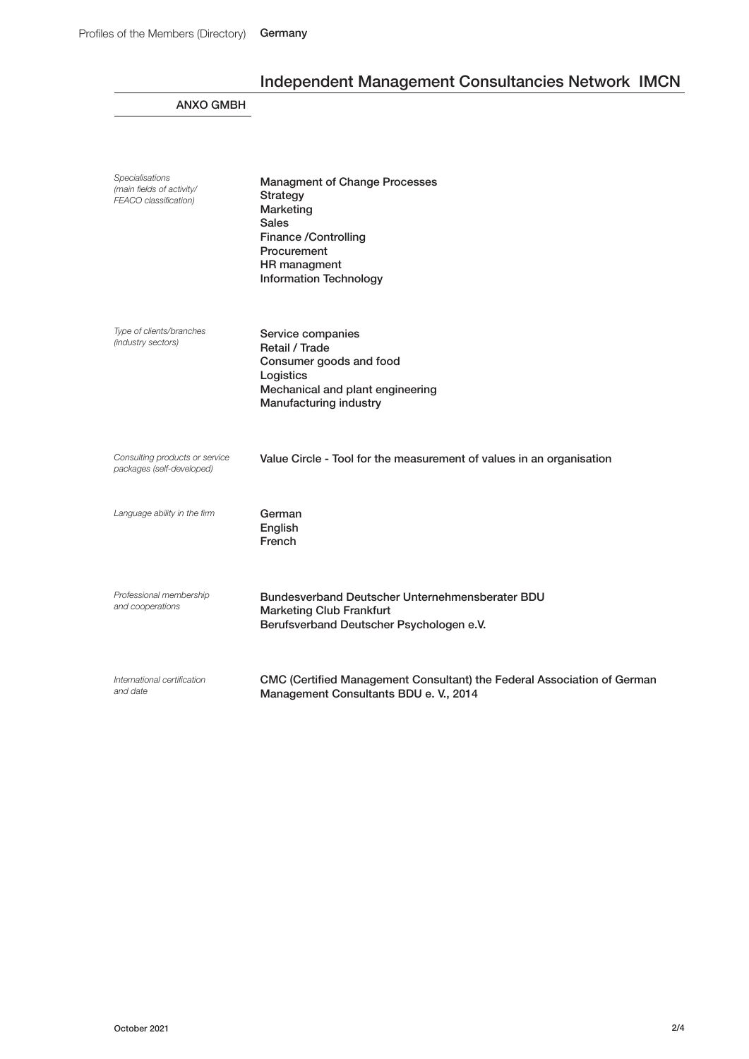## Independent Management Consultancies Network IMCN

### ANXO GMBH

| | |
|---|---|
| *Specialisations (main fields of activity/ FEACO classification)* | Managment of Change Processes<br>Strategy<br>Marketing<br>Sales<br>Finance /Controlling<br>Procurement<br>HR managment<br>Information Technology |
| *Type of clients/branches (industry sectors)* | Service companies<br>Retail / Trade<br>Consumer goods and food<br>Logistics<br>Mechanical and plant engineering<br>Manufacturing industry |
| *Consulting products or service packages (self-developed)* | Value Circle - Tool for the measurement of values in an organisation |
| *Language ability in the firm* | German<br>English<br>French |
| *Professional membership and cooperations* | Bundesverband Deutscher Unternehmensberater BDU<br>Marketing Club Frankfurt<br>Berufsverband Deutscher Psychologen e.V. |
| *International certification and date* | CMC (Certified Management Consultant) the Federal Association of German Management Consultants BDU e. V., 2014 |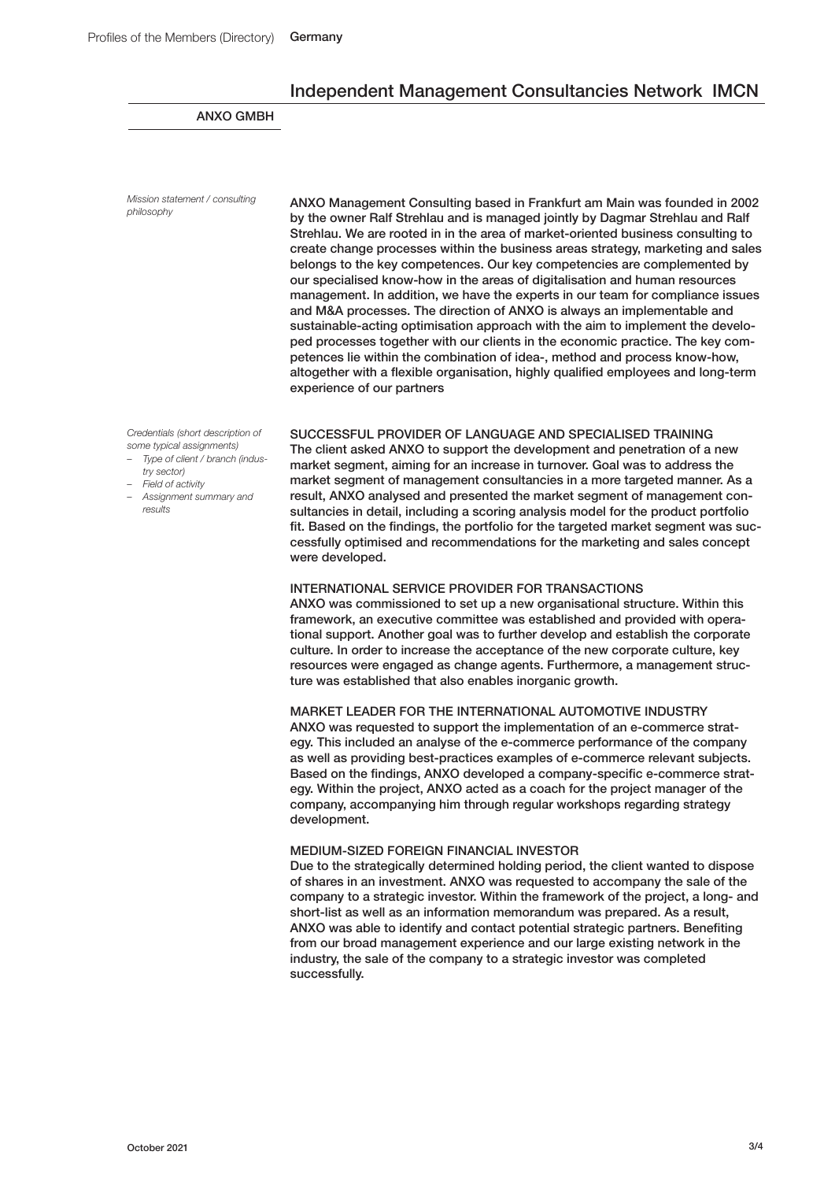## Independent Management Consultancies Network IMCN

### ANXO GMBH

*Mission statement / consulting philosophy*

ANXO Management Consulting based in Frankfurt am Main was founded in 2002 by the owner Ralf Strehlau and is managed jointly by Dagmar Strehlau and Ralf Strehlau. We are rooted in in the area of market-oriented business consulting to create change processes within the business areas strategy, marketing and sales belongs to the key competences. Our key competencies are complemented by our specialised know-how in the areas of digitalisation and human resources management. In addition, we have the experts in our team for compliance issues and M&A processes. The direction of ANXO is always an implementable and sustainable-acting optimisation approach with the aim to implement the developed processes together with our clients in the economic practice. The key competences lie within the combination of idea-, method and process know-how, altogether with a flexible organisation, highly qualified employees and long-term experience of our partners

*Credentials (short description of some typical assignments)*
- *Type of client / branch (industry sector)*
- *Field of activity*
- *Assignment summary and results*

SUCCESSFUL PROVIDER OF LANGUAGE AND SPECIALISED TRAINING
The client asked ANXO to support the development and penetration of a new market segment, aiming for an increase in turnover. Goal was to address the market segment of management consultancies in a more targeted manner. As a result, ANXO analysed and presented the market segment of management consultancies in detail, including a scoring analysis model for the product portfolio fit. Based on the findings, the portfolio for the targeted market segment was successfully optimised and recommendations for the marketing and sales concept were developed.

INTERNATIONAL SERVICE PROVIDER FOR TRANSACTIONS
ANXO was commissioned to set up a new organisational structure. Within this framework, an executive committee was established and provided with operational support. Another goal was to further develop and establish the corporate culture. In order to increase the acceptance of the new corporate culture, key resources were engaged as change agents. Furthermore, a management structure was established that also enables inorganic growth.

MARKET LEADER FOR THE INTERNATIONAL AUTOMOTIVE INDUSTRY
ANXO was requested to support the implementation of an e-commerce strategy. This included an analyse of the e-commerce performance of the company as well as providing best-practices examples of e-commerce relevant subjects. Based on the findings, ANXO developed a company-specific e-commerce strategy. Within the project, ANXO acted as a coach for the project manager of the company, accompanying him through regular workshops regarding strategy development.

MEDIUM-SIZED FOREIGN FINANCIAL INVESTOR
Due to the strategically determined holding period, the client wanted to dispose of shares in an investment. ANXO was requested to accompany the sale of the company to a strategic investor. Within the framework of the project, a long- and short-list as well as an information memorandum was prepared. As a result, ANXO was able to identify and contact potential strategic partners. Benefiting from our broad management experience and our large existing network in the industry, the sale of the company to a strategic investor was completed successfully.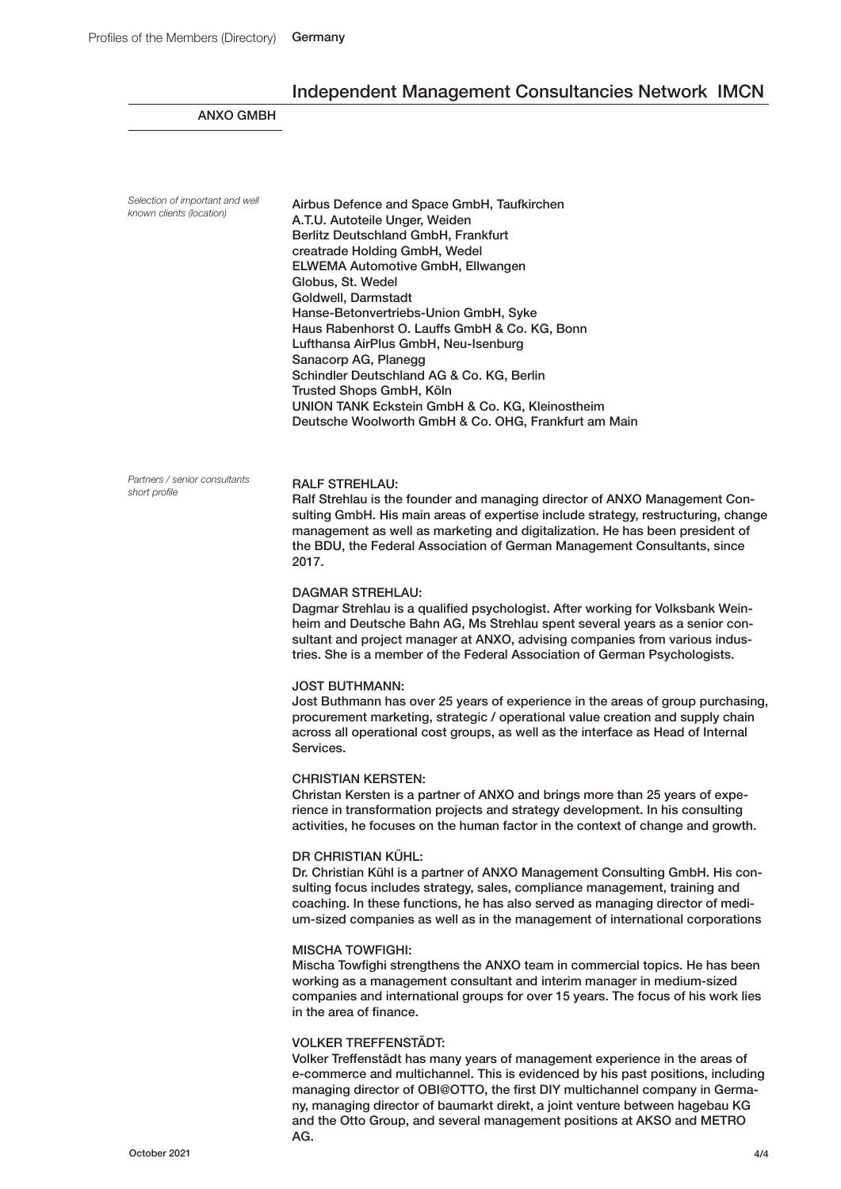# Independent Management Consultancies Network IMCN

## ANXO GMBH

*Selection of important and well known clients (location)*

Airbus Defence and Space GmbH, Taufkirchen
A.T.U. Autoteile Unger, Weiden
Berlitz Deutschland GmbH, Frankfurt
creatrade Holding GmbH, Wedel
ELWEMA Automotive GmbH, Ellwangen
Globus, St. Wedel
Goldwell, Darmstadt
Hanse-Betonvertriebs-Union GmbH, Syke
Haus Rabenhorst O. Lauffs GmbH & Co. KG, Bonn
Lufthansa AirPlus GmbH, Neu-Isenburg
Sanacorp AG, Planegg
Schindler Deutschland AG & Co. KG, Berlin
Trusted Shops GmbH, Köln
UNION TANK Eckstein GmbH & Co. KG, Kleinostheim
Deutsche Woolworth GmbH & Co. OHG, Frankfurt am Main

*Partners / senior consultants short profile*

RALF STREHLAU:
Ralf Strehlau is the founder and managing director of ANXO Management Consulting GmbH. His main areas of expertise include strategy, restructuring, change management as well as marketing and digitalization. He has been president of the BDU, the Federal Association of German Management Consultants, since 2017.

DAGMAR STREHLAU:
Dagmar Strehlau is a qualified psychologist. After working for Volksbank Weinheim and Deutsche Bahn AG, Ms Strehlau spent several years as a senior consultant and project manager at ANXO, advising companies from various industries. She is a member of the Federal Association of German Psychologists.

JOST BUTHMANN:
Jost Buthmann has over 25 years of experience in the areas of group purchasing, procurement marketing, strategic / operational value creation and supply chain across all operational cost groups, as well as the interface as Head of Internal Services.

CHRISTIAN KERSTEN:
Christan Kersten is a partner of ANXO and brings more than 25 years of experience in transformation projects and strategy development. In his consulting activities, he focuses on the human factor in the context of change and growth.

DR CHRISTIAN KÜHL:
Dr. Christian Kühl is a partner of ANXO Management Consulting GmbH. His consulting focus includes strategy, sales, compliance management, training and coaching. In these functions, he has also served as managing director of medium-sized companies as well as in the management of international corporations

MISCHA TOWFIGHI:
Mischa Towfighi strengthens the ANXO team in commercial topics. He has been working as a management consultant and interim manager in medium-sized companies and international groups for over 15 years. The focus of his work lies in the area of finance.

VOLKER TREFFENSTÄDT:
Volker Treffenstädt has many years of management experience in the areas of e-commerce and multichannel. This is evidenced by his past positions, including managing director of OBI@OTTO, the first DIY multichannel company in Germany, managing director of baumarkt direkt, a joint venture between hagebau KG and the Otto Group, and several management positions at AKSO and METRO AG.